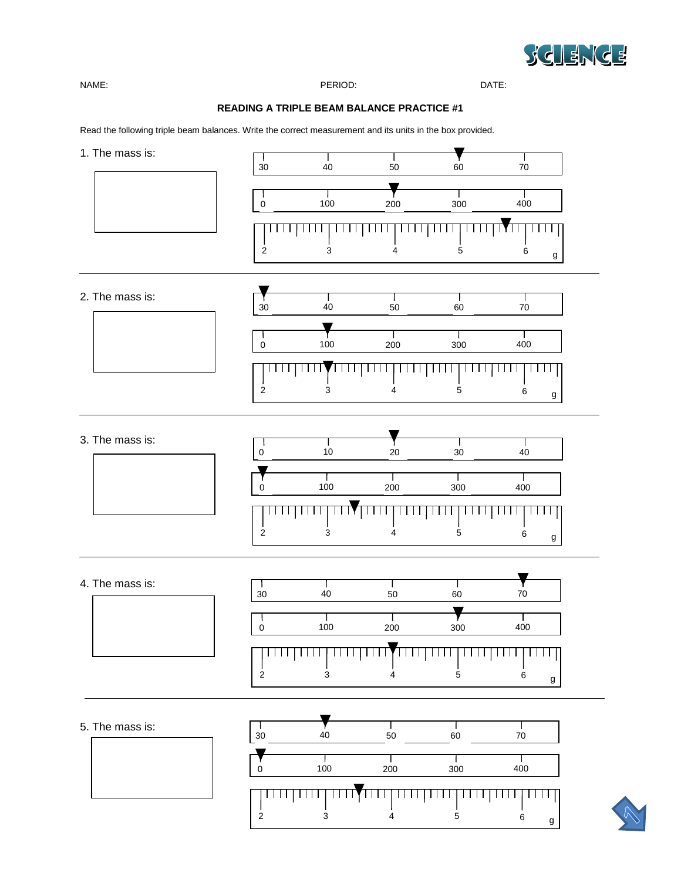NAME: PERIOD: DATE:

## READING A TRIPLE BEAM BALANCE PRACTICE #1

Read the following triple beam balances. Write the correct measurement and its units in the box provided.

1. The mass is:

30 40 50 60 70

0 100 200 300 400

2 3 4 5 6 g

---

2. The mass is:

30 40 50 60 70

0 100 200 300 400

2 3 4 5 6 g

---

3. The mass is:

0 10 20 30 40

0 100 200 300 400

2 3 4 5 6 g

---

4. The mass is:

30 40 50 60 70

0 100 200 300 400

2 3 4 5 6 g

---

5. The mass is:

30 40 50 60 70

0 100 200 300 400

2 3 4 5 6 g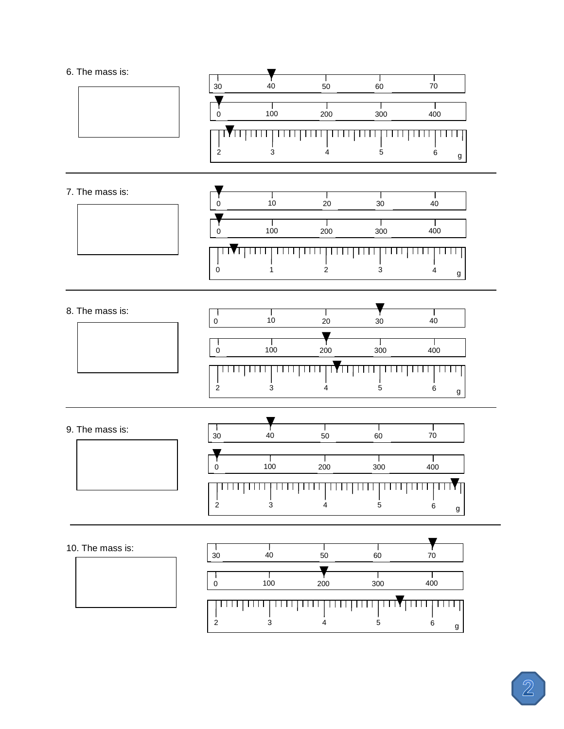6. The mass is:

30 40 50 60 70

0 100 200 300 400

2 3 4 5 6 g

7. The mass is:

0 10 20 30 40

0 100 200 300 400

0 1 2 3 4 g

8. The mass is:

0 10 20 30 40

0 100 200 300 400

2 3 4 5 6 g

9. The mass is:

30 40 50 60 70

0 100 200 300 400

2 3 4 5 6 g

10. The mass is:

30 40 50 60 70

0 100 200 300 400

2 3 4 5 6 g